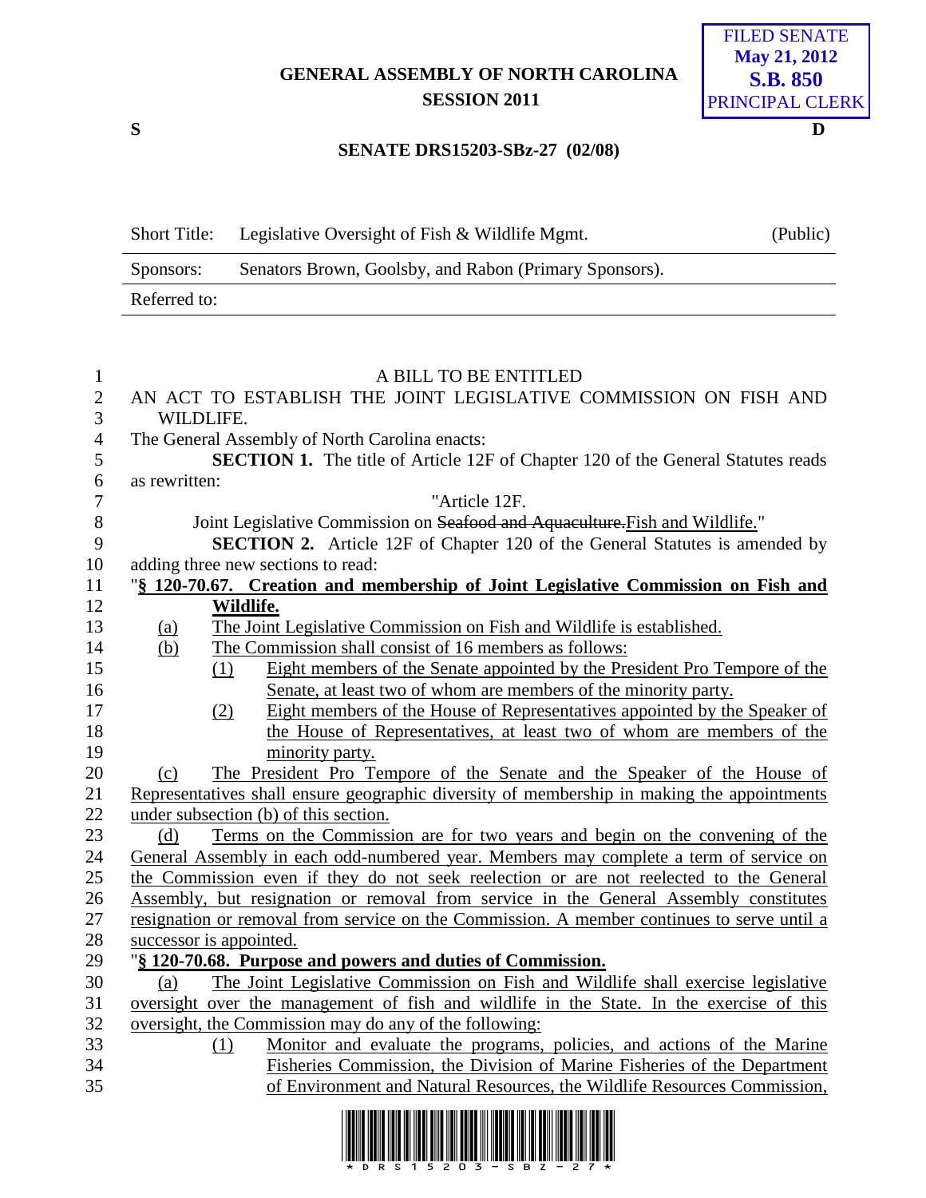GENERAL ASSEMBLY OF NORTH CAROLINA
SESSION 2011

FILED SENATE
May 21, 2012
S.B. 850
PRINCIPAL CLERK

S D

SENATE DRS15203-SBz-27 (02/08)

| Short Title: | Legislative Oversight of Fish & Wildlife Mgmt. | (Public) |
|---|---|---|
| Sponsors: | Senators Brown, Goolsby, and Rabon (Primary Sponsors). | |
| Referred to: | | |

A BILL TO BE ENTITLED

AN ACT TO ESTABLISH THE JOINT LEGISLATIVE COMMISSION ON FISH AND WILDLIFE.

The General Assembly of North Carolina enacts:

**SECTION 1.** The title of Article 12F of Chapter 120 of the General Statutes reads as rewritten:

"Article 12F.

Joint Legislative Commission on ~~Seafood and Aquaculture.~~Fish and Wildlife."

**SECTION 2.** Article 12F of Chapter 120 of the General Statutes is amended by adding three new sections to read:

"**§ 120-70.67. Creation and membership of Joint Legislative Commission on Fish and Wildlife.**

(a) The Joint Legislative Commission on Fish and Wildlife is established.

(b) The Commission shall consist of 16 members as follows:

(1) Eight members of the Senate appointed by the President Pro Tempore of the Senate, at least two of whom are members of the minority party.

(2) Eight members of the House of Representatives appointed by the Speaker of the House of Representatives, at least two of whom are members of the minority party.

(c) The President Pro Tempore of the Senate and the Speaker of the House of Representatives shall ensure geographic diversity of membership in making the appointments under subsection (b) of this section.

(d) Terms on the Commission are for two years and begin on the convening of the General Assembly in each odd-numbered year. Members may complete a term of service on the Commission even if they do not seek reelection or are not reelected to the General Assembly, but resignation or removal from service in the General Assembly constitutes resignation or removal from service on the Commission. A member continues to serve until a successor is appointed.

"**§ 120-70.68. Purpose and powers and duties of Commission.**

(a) The Joint Legislative Commission on Fish and Wildlife shall exercise legislative oversight over the management of fish and wildlife in the State. In the exercise of this oversight, the Commission may do any of the following:

(1) Monitor and evaluate the programs, policies, and actions of the Marine Fisheries Commission, the Division of Marine Fisheries of the Department of Environment and Natural Resources, the Wildlife Resources Commission,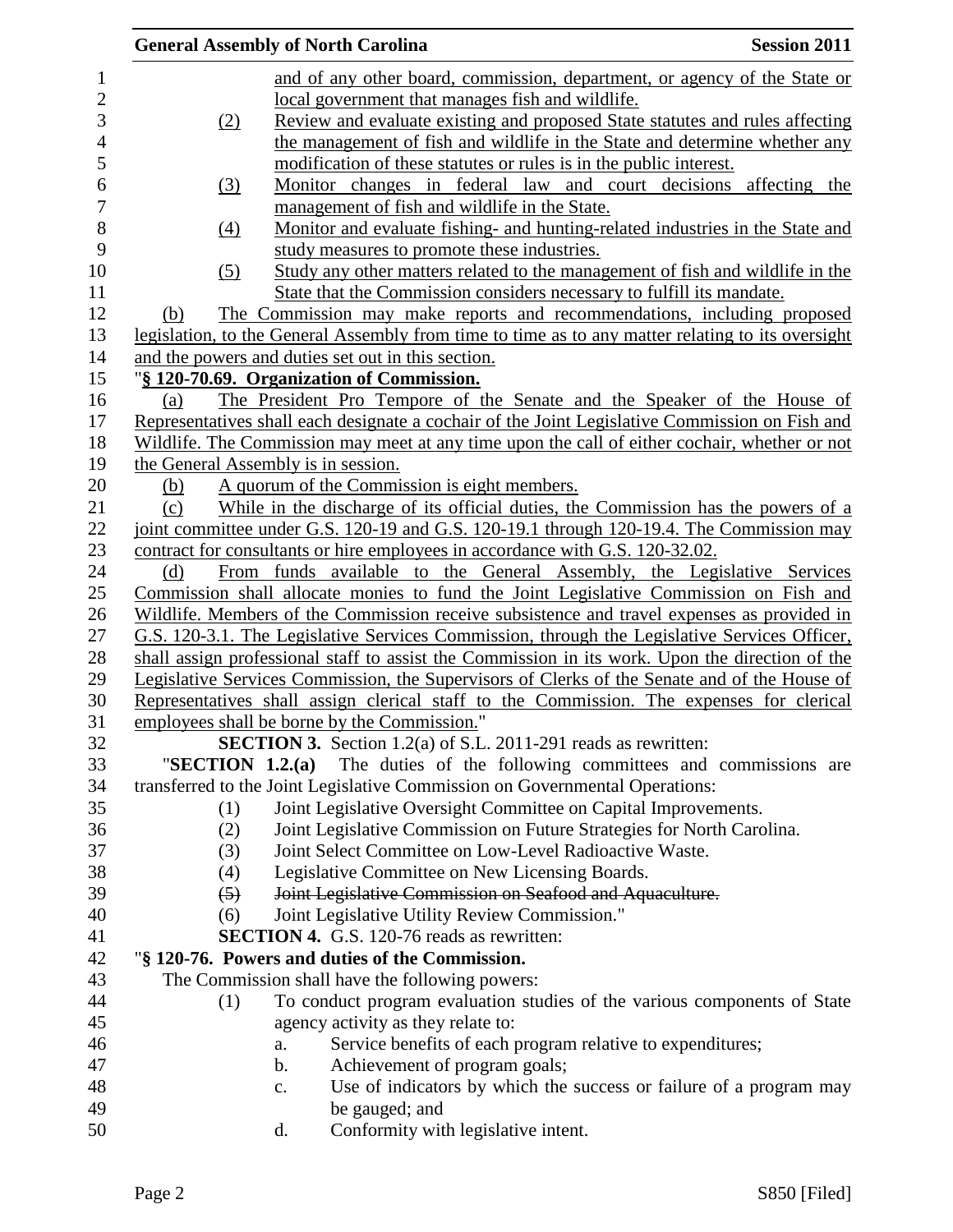and of any other board, commission, department, or agency of the State or local government that manages fish and wildlife.

(2) Review and evaluate existing and proposed State statutes and rules affecting the management of fish and wildlife in the State and determine whether any modification of these statutes or rules is in the public interest.

(3) Monitor changes in federal law and court decisions affecting the management of fish and wildlife in the State.

(4) Monitor and evaluate fishing- and hunting-related industries in the State and study measures to promote these industries.

(5) Study any other matters related to the management of fish and wildlife in the State that the Commission considers necessary to fulfill its mandate.

(b) The Commission may make reports and recommendations, including proposed legislation, to the General Assembly from time to time as to any matter relating to its oversight and the powers and duties set out in this section.

"**§ 120-70.69. Organization of Commission.**

(a) The President Pro Tempore of the Senate and the Speaker of the House of Representatives shall each designate a cochair of the Joint Legislative Commission on Fish and Wildlife. The Commission may meet at any time upon the call of either cochair, whether or not the General Assembly is in session.

(b) A quorum of the Commission is eight members.

(c) While in the discharge of its official duties, the Commission has the powers of a joint committee under G.S. 120-19 and G.S. 120-19.1 through 120-19.4. The Commission may contract for consultants or hire employees in accordance with G.S. 120-32.02.

(d) From funds available to the General Assembly, the Legislative Services Commission shall allocate monies to fund the Joint Legislative Commission on Fish and Wildlife. Members of the Commission receive subsistence and travel expenses as provided in G.S. 120-3.1. The Legislative Services Commission, through the Legislative Services Officer, shall assign professional staff to assist the Commission in its work. Upon the direction of the Legislative Services Commission, the Supervisors of Clerks of the Senate and of the House of Representatives shall assign clerical staff to the Commission. The expenses for clerical employees shall be borne by the Commission."

**SECTION 3.** Section 1.2(a) of S.L. 2011-291 reads as rewritten:

"**SECTION 1.2.(a)** The duties of the following committees and commissions are transferred to the Joint Legislative Commission on Governmental Operations:

(1) Joint Legislative Oversight Committee on Capital Improvements.
(2) Joint Legislative Commission on Future Strategies for North Carolina.
(3) Joint Select Committee on Low-Level Radioactive Waste.
(4) Legislative Committee on New Licensing Boards.
~~(5) Joint Legislative Commission on Seafood and Aquaculture.~~
(6) Joint Legislative Utility Review Commission."

**SECTION 4.** G.S. 120-76 reads as rewritten:

"**§ 120-76. Powers and duties of the Commission.**

The Commission shall have the following powers:

(1) To conduct program evaluation studies of the various components of State agency activity as they relate to:
   a. Service benefits of each program relative to expenditures;
   b. Achievement of program goals;
   c. Use of indicators by which the success or failure of a program may be gauged; and
   d. Conformity with legislative intent.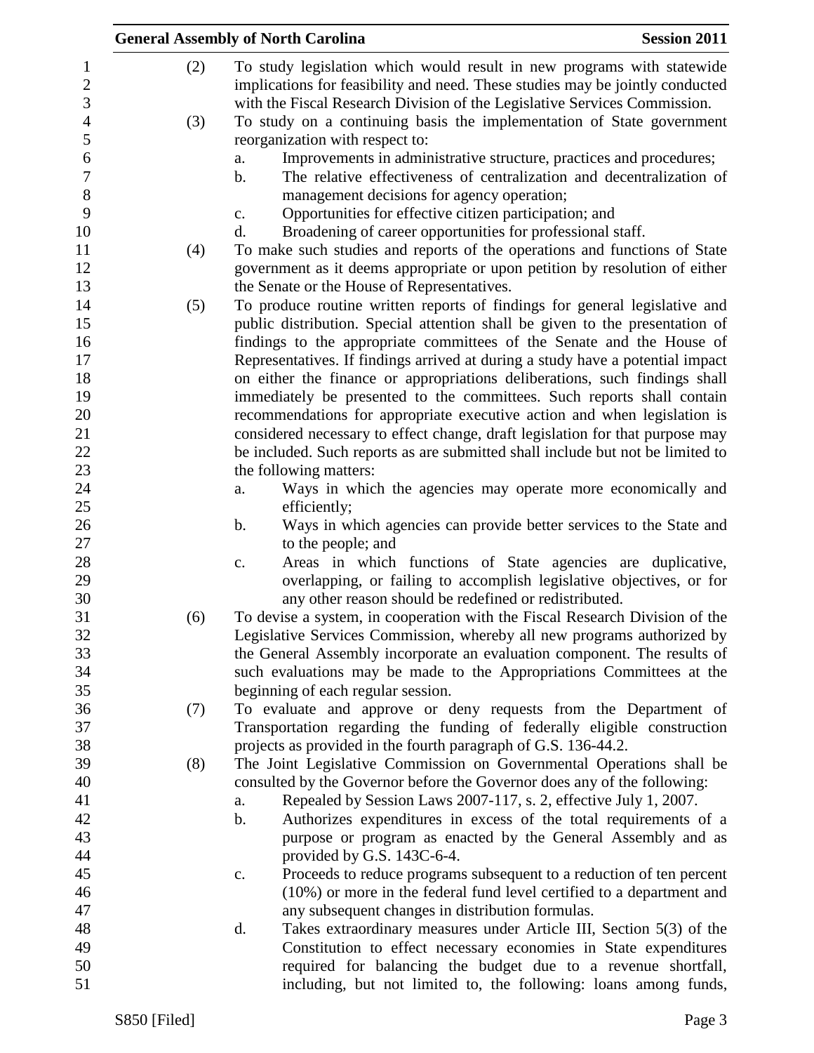(2) To study legislation which would result in new programs with statewide implications for feasibility and need. These studies may be jointly conducted with the Fiscal Research Division of the Legislative Services Commission.

(3) To study on a continuing basis the implementation of State government reorganization with respect to:

   a. Improvements in administrative structure, practices and procedures;
   b. The relative effectiveness of centralization and decentralization of management decisions for agency operation;
   c. Opportunities for effective citizen participation; and
   d. Broadening of career opportunities for professional staff.

(4) To make such studies and reports of the operations and functions of State government as it deems appropriate or upon petition by resolution of either the Senate or the House of Representatives.

(5) To produce routine written reports of findings for general legislative and public distribution. Special attention shall be given to the presentation of findings to the appropriate committees of the Senate and the House of Representatives. If findings arrived at during a study have a potential impact on either the finance or appropriations deliberations, such findings shall immediately be presented to the committees. Such reports shall contain recommendations for appropriate executive action and when legislation is considered necessary to effect change, draft legislation for that purpose may be included. Such reports as are submitted shall include but not be limited to the following matters:

   a. Ways in which the agencies may operate more economically and efficiently;
   b. Ways in which agencies can provide better services to the State and to the people; and
   c. Areas in which functions of State agencies are duplicative, overlapping, or failing to accomplish legislative objectives, or for any other reason should be redefined or redistributed.

(6) To devise a system, in cooperation with the Fiscal Research Division of the Legislative Services Commission, whereby all new programs authorized by the General Assembly incorporate an evaluation component. The results of such evaluations may be made to the Appropriations Committees at the beginning of each regular session.

(7) To evaluate and approve or deny requests from the Department of Transportation regarding the funding of federally eligible construction projects as provided in the fourth paragraph of G.S. 136-44.2.

(8) The Joint Legislative Commission on Governmental Operations shall be consulted by the Governor before the Governor does any of the following:

   a. Repealed by Session Laws 2007-117, s. 2, effective July 1, 2007.
   b. Authorizes expenditures in excess of the total requirements of a purpose or program as enacted by the General Assembly and as provided by G.S. 143C-6-4.
   c. Proceeds to reduce programs subsequent to a reduction of ten percent (10%) or more in the federal fund level certified to a department and any subsequent changes in distribution formulas.
   d. Takes extraordinary measures under Article III, Section 5(3) of the Constitution to effect necessary economies in State expenditures required for balancing the budget due to a revenue shortfall, including, but not limited to, the following: loans among funds,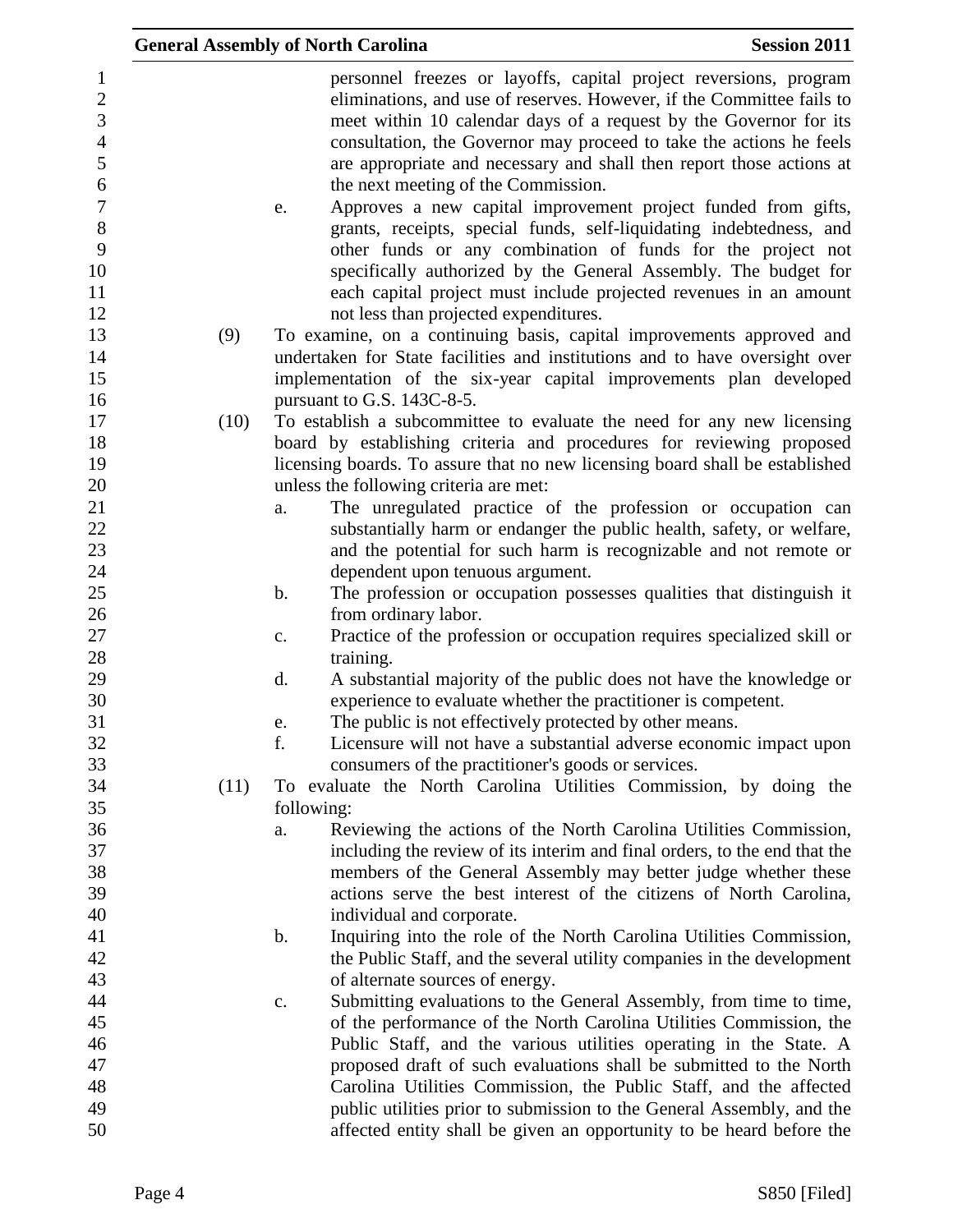personnel freezes or layoffs, capital project reversions, program eliminations, and use of reserves. However, if the Committee fails to meet within 10 calendar days of a request by the Governor for its consultation, the Governor may proceed to take the actions he feels are appropriate and necessary and shall then report those actions at the next meeting of the Commission.

e. Approves a new capital improvement project funded from gifts, grants, receipts, special funds, self-liquidating indebtedness, and other funds or any combination of funds for the project not specifically authorized by the General Assembly. The budget for each capital project must include projected revenues in an amount not less than projected expenditures.

(9) To examine, on a continuing basis, capital improvements approved and undertaken for State facilities and institutions and to have oversight over implementation of the six-year capital improvements plan developed pursuant to G.S. 143C-8-5.

(10) To establish a subcommittee to evaluate the need for any new licensing board by establishing criteria and procedures for reviewing proposed licensing boards. To assure that no new licensing board shall be established unless the following criteria are met:

a. The unregulated practice of the profession or occupation can substantially harm or endanger the public health, safety, or welfare, and the potential for such harm is recognizable and not remote or dependent upon tenuous argument.

b. The profession or occupation possesses qualities that distinguish it from ordinary labor.

c. Practice of the profession or occupation requires specialized skill or training.

d. A substantial majority of the public does not have the knowledge or experience to evaluate whether the practitioner is competent.

e. The public is not effectively protected by other means.

f. Licensure will not have a substantial adverse economic impact upon consumers of the practitioner's goods or services.

(11) To evaluate the North Carolina Utilities Commission, by doing the following:

a. Reviewing the actions of the North Carolina Utilities Commission, including the review of its interim and final orders, to the end that the members of the General Assembly may better judge whether these actions serve the best interest of the citizens of North Carolina, individual and corporate.

b. Inquiring into the role of the North Carolina Utilities Commission, the Public Staff, and the several utility companies in the development of alternate sources of energy.

c. Submitting evaluations to the General Assembly, from time to time, of the performance of the North Carolina Utilities Commission, the Public Staff, and the various utilities operating in the State. A proposed draft of such evaluations shall be submitted to the North Carolina Utilities Commission, the Public Staff, and the affected public utilities prior to submission to the General Assembly, and the affected entity shall be given an opportunity to be heard before the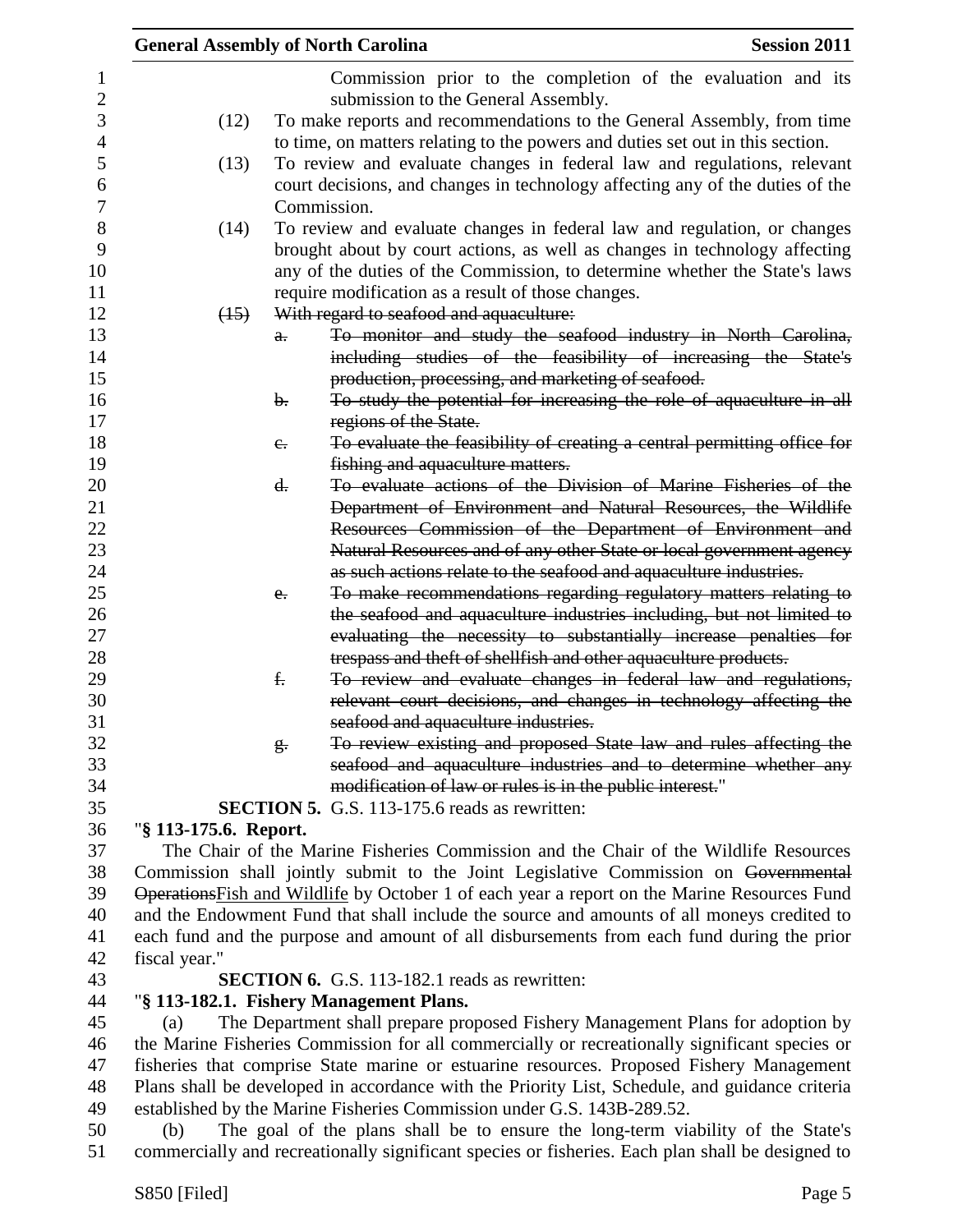Commission prior to the completion of the evaluation and its submission to the General Assembly.

(12) To make reports and recommendations to the General Assembly, from time to time, on matters relating to the powers and duties set out in this section.

(13) To review and evaluate changes in federal law and regulations, relevant court decisions, and changes in technology affecting any of the duties of the Commission.

(14) To review and evaluate changes in federal law and regulation, or changes brought about by court actions, as well as changes in technology affecting any of the duties of the Commission, to determine whether the State's laws require modification as a result of those changes.

~~(15) With regard to seafood and aquaculture:~~

~~a. To monitor and study the seafood industry in North Carolina, including studies of the feasibility of increasing the State's production, processing, and marketing of seafood.~~

~~b. To study the potential for increasing the role of aquaculture in all regions of the State.~~

~~c. To evaluate the feasibility of creating a central permitting office for fishing and aquaculture matters.~~

~~d. To evaluate actions of the Division of Marine Fisheries of the Department of Environment and Natural Resources, the Wildlife Resources Commission of the Department of Environment and Natural Resources and of any other State or local government agency as such actions relate to the seafood and aquaculture industries.~~

~~e. To make recommendations regarding regulatory matters relating to the seafood and aquaculture industries including, but not limited to evaluating the necessity to substantially increase penalties for trespass and theft of shellfish and other aquaculture products.~~

~~f. To review and evaluate changes in federal law and regulations, relevant court decisions, and changes in technology affecting the seafood and aquaculture industries.~~

~~g. To review existing and proposed State law and rules affecting the seafood and aquaculture industries and to determine whether any modification of law or rules is in the public interest.~~"

**SECTION 5.** G.S. 113-175.6 reads as rewritten:

"**§ 113-175.6. Report.**

The Chair of the Marine Fisheries Commission and the Chair of the Wildlife Resources Commission shall jointly submit to the Joint Legislative Commission on ~~Governmental Operations~~<u>Fish and Wildlife</u> by October 1 of each year a report on the Marine Resources Fund and the Endowment Fund that shall include the source and amounts of all moneys credited to each fund and the purpose and amount of all disbursements from each fund during the prior fiscal year."

**SECTION 6.** G.S. 113-182.1 reads as rewritten:

"**§ 113-182.1. Fishery Management Plans.**

(a) The Department shall prepare proposed Fishery Management Plans for adoption by the Marine Fisheries Commission for all commercially or recreationally significant species or fisheries that comprise State marine or estuarine resources. Proposed Fishery Management Plans shall be developed in accordance with the Priority List, Schedule, and guidance criteria established by the Marine Fisheries Commission under G.S. 143B-289.52.

(b) The goal of the plans shall be to ensure the long-term viability of the State's commercially and recreationally significant species or fisheries. Each plan shall be designed to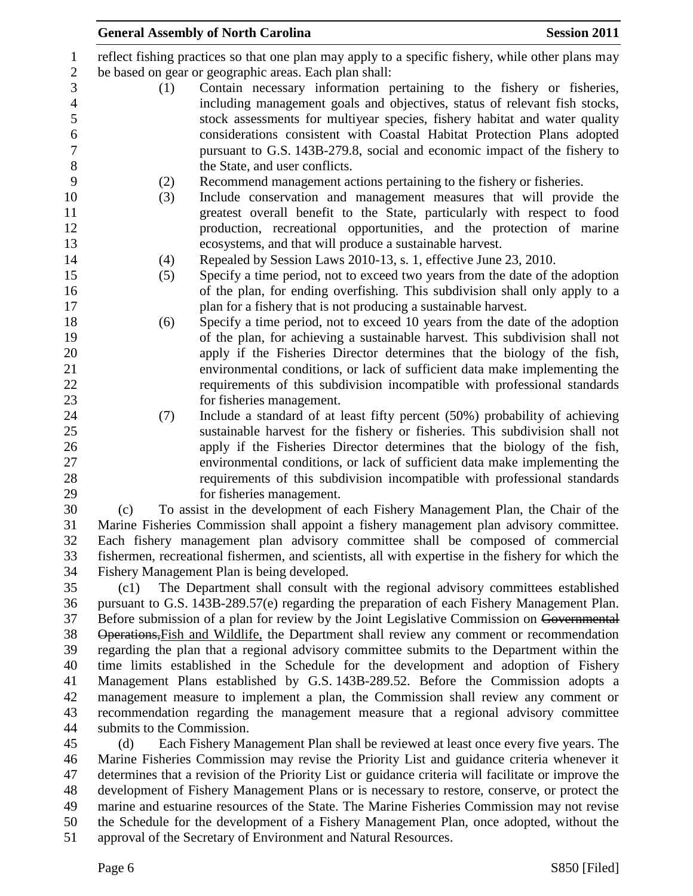reflect fishing practices so that one plan may apply to a specific fishery, while other plans may be based on gear or geographic areas. Each plan shall:

(1) Contain necessary information pertaining to the fishery or fisheries, including management goals and objectives, status of relevant fish stocks, stock assessments for multiyear species, fishery habitat and water quality considerations consistent with Coastal Habitat Protection Plans adopted pursuant to G.S. 143B-279.8, social and economic impact of the fishery to the State, and user conflicts.

(2) Recommend management actions pertaining to the fishery or fisheries.

(3) Include conservation and management measures that will provide the greatest overall benefit to the State, particularly with respect to food production, recreational opportunities, and the protection of marine ecosystems, and that will produce a sustainable harvest.

(4) Repealed by Session Laws 2010-13, s. 1, effective June 23, 2010.

(5) Specify a time period, not to exceed two years from the date of the adoption of the plan, for ending overfishing. This subdivision shall only apply to a plan for a fishery that is not producing a sustainable harvest.

(6) Specify a time period, not to exceed 10 years from the date of the adoption of the plan, for achieving a sustainable harvest. This subdivision shall not apply if the Fisheries Director determines that the biology of the fish, environmental conditions, or lack of sufficient data make implementing the requirements of this subdivision incompatible with professional standards for fisheries management.

(7) Include a standard of at least fifty percent (50%) probability of achieving sustainable harvest for the fishery or fisheries. This subdivision shall not apply if the Fisheries Director determines that the biology of the fish, environmental conditions, or lack of sufficient data make implementing the requirements of this subdivision incompatible with professional standards for fisheries management.

(c) To assist in the development of each Fishery Management Plan, the Chair of the Marine Fisheries Commission shall appoint a fishery management plan advisory committee. Each fishery management plan advisory committee shall be composed of commercial fishermen, recreational fishermen, and scientists, all with expertise in the fishery for which the Fishery Management Plan is being developed.

(c1) The Department shall consult with the regional advisory committees established pursuant to G.S. 143B-289.57(e) regarding the preparation of each Fishery Management Plan. Before submission of a plan for review by the Joint Legislative Commission on ~~Governmental Operations,~~Fish and Wildlife, the Department shall review any comment or recommendation regarding the plan that a regional advisory committee submits to the Department within the time limits established in the Schedule for the development and adoption of Fishery Management Plans established by G.S. 143B-289.52. Before the Commission adopts a management measure to implement a plan, the Commission shall review any comment or recommendation regarding the management measure that a regional advisory committee submits to the Commission.

(d) Each Fishery Management Plan shall be reviewed at least once every five years. The Marine Fisheries Commission may revise the Priority List and guidance criteria whenever it determines that a revision of the Priority List or guidance criteria will facilitate or improve the development of Fishery Management Plans or is necessary to restore, conserve, or protect the marine and estuarine resources of the State. The Marine Fisheries Commission may not revise the Schedule for the development of a Fishery Management Plan, once adopted, without the approval of the Secretary of Environment and Natural Resources.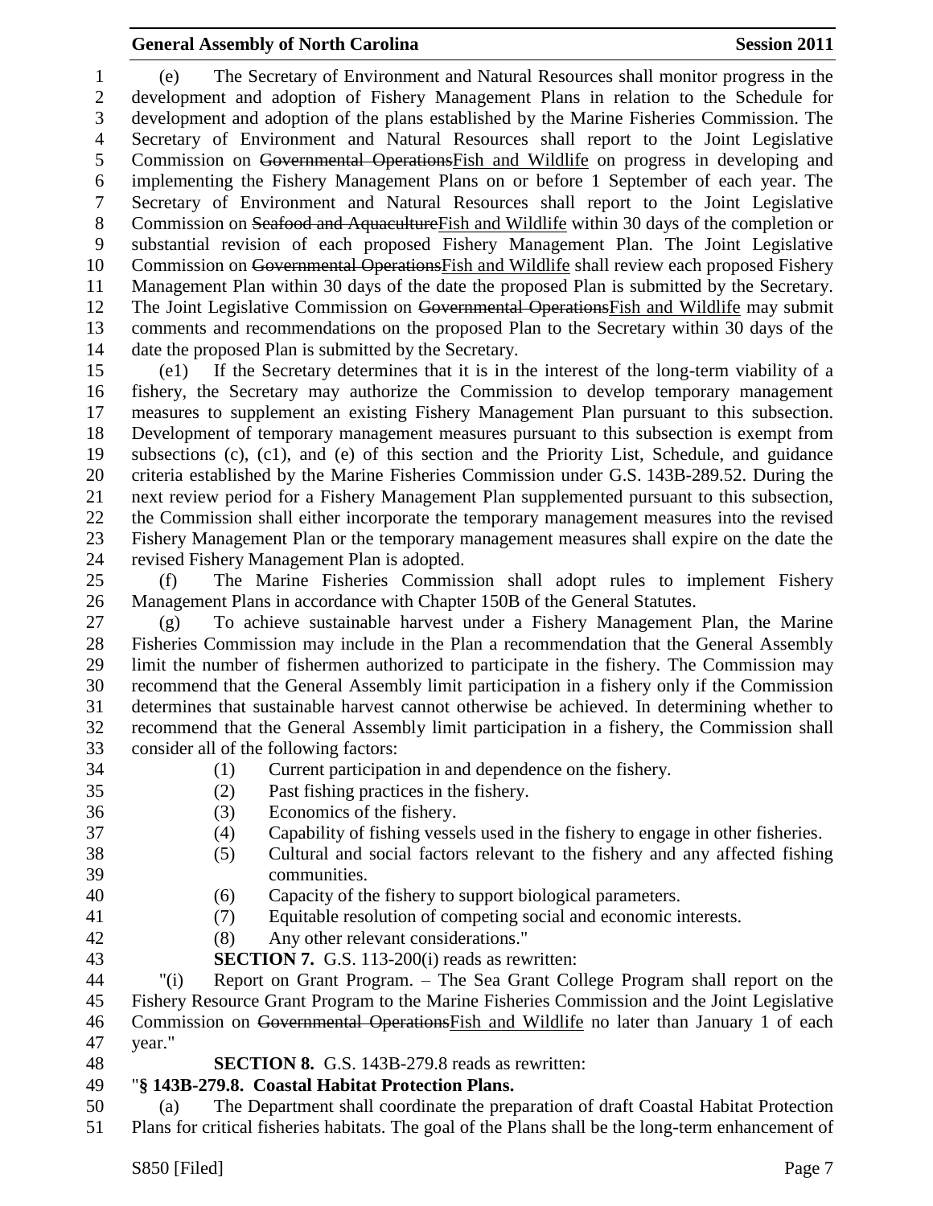(e) The Secretary of Environment and Natural Resources shall monitor progress in the development and adoption of Fishery Management Plans in relation to the Schedule for development and adoption of the plans established by the Marine Fisheries Commission. The Secretary of Environment and Natural Resources shall report to the Joint Legislative Commission on ~~Governmental Operations~~Fish and Wildlife on progress in developing and implementing the Fishery Management Plans on or before 1 September of each year. The Secretary of Environment and Natural Resources shall report to the Joint Legislative Commission on ~~Seafood and Aquaculture~~Fish and Wildlife within 30 days of the completion or substantial revision of each proposed Fishery Management Plan. The Joint Legislative Commission on ~~Governmental Operations~~Fish and Wildlife shall review each proposed Fishery Management Plan within 30 days of the date the proposed Plan is submitted by the Secretary. The Joint Legislative Commission on ~~Governmental Operations~~Fish and Wildlife may submit comments and recommendations on the proposed Plan to the Secretary within 30 days of the date the proposed Plan is submitted by the Secretary.

(e1) If the Secretary determines that it is in the interest of the long-term viability of a fishery, the Secretary may authorize the Commission to develop temporary management measures to supplement an existing Fishery Management Plan pursuant to this subsection. Development of temporary management measures pursuant to this subsection is exempt from subsections (c), (c1), and (e) of this section and the Priority List, Schedule, and guidance criteria established by the Marine Fisheries Commission under G.S. 143B-289.52. During the next review period for a Fishery Management Plan supplemented pursuant to this subsection, the Commission shall either incorporate the temporary management measures into the revised Fishery Management Plan or the temporary management measures shall expire on the date the revised Fishery Management Plan is adopted.

(f) The Marine Fisheries Commission shall adopt rules to implement Fishery Management Plans in accordance with Chapter 150B of the General Statutes.

(g) To achieve sustainable harvest under a Fishery Management Plan, the Marine Fisheries Commission may include in the Plan a recommendation that the General Assembly limit the number of fishermen authorized to participate in the fishery. The Commission may recommend that the General Assembly limit participation in a fishery only if the Commission determines that sustainable harvest cannot otherwise be achieved. In determining whether to recommend that the General Assembly limit participation in a fishery, the Commission shall consider all of the following factors:

(1) Current participation in and dependence on the fishery.
(2) Past fishing practices in the fishery.
(3) Economics of the fishery.
(4) Capability of fishing vessels used in the fishery to engage in other fisheries.
(5) Cultural and social factors relevant to the fishery and any affected fishing communities.
(6) Capacity of the fishery to support biological parameters.
(7) Equitable resolution of competing social and economic interests.
(8) Any other relevant considerations."

**SECTION 7.** G.S. 113-200(i) reads as rewritten:

"(i) Report on Grant Program. – The Sea Grant College Program shall report on the Fishery Resource Grant Program to the Marine Fisheries Commission and the Joint Legislative Commission on ~~Governmental Operations~~Fish and Wildlife no later than January 1 of each year."

**SECTION 8.** G.S. 143B-279.8 reads as rewritten:

"**§ 143B-279.8. Coastal Habitat Protection Plans.**

(a) The Department shall coordinate the preparation of draft Coastal Habitat Protection Plans for critical fisheries habitats. The goal of the Plans shall be the long-term enhancement of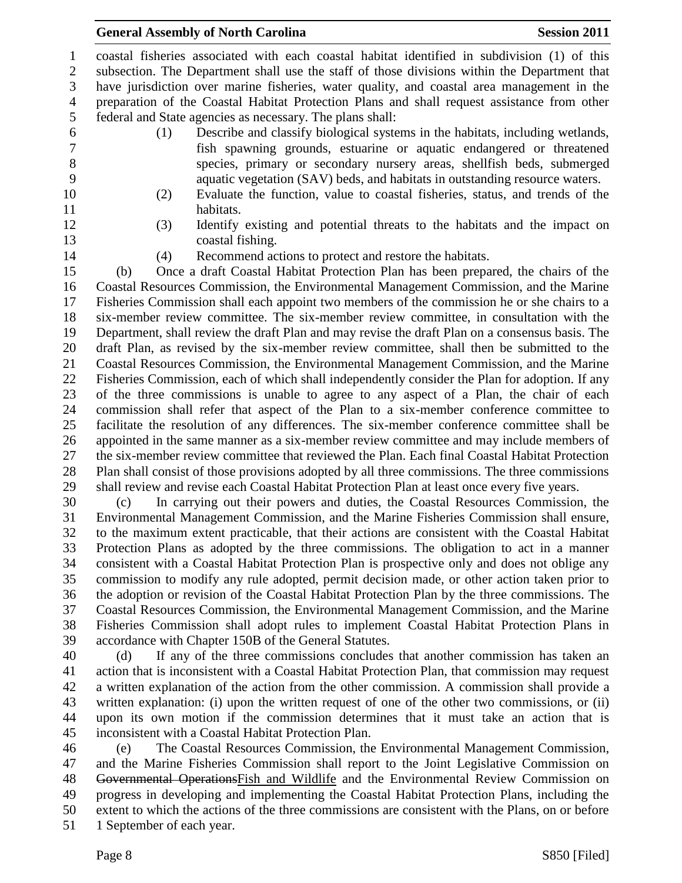coastal fisheries associated with each coastal habitat identified in subdivision (1) of this subsection. The Department shall use the staff of those divisions within the Department that have jurisdiction over marine fisheries, water quality, and coastal area management in the preparation of the Coastal Habitat Protection Plans and shall request assistance from other federal and State agencies as necessary. The plans shall:

(1) Describe and classify biological systems in the habitats, including wetlands, fish spawning grounds, estuarine or aquatic endangered or threatened species, primary or secondary nursery areas, shellfish beds, submerged aquatic vegetation (SAV) beds, and habitats in outstanding resource waters.

(2) Evaluate the function, value to coastal fisheries, status, and trends of the habitats.

(3) Identify existing and potential threats to the habitats and the impact on coastal fishing.

(4) Recommend actions to protect and restore the habitats.

(b) Once a draft Coastal Habitat Protection Plan has been prepared, the chairs of the Coastal Resources Commission, the Environmental Management Commission, and the Marine Fisheries Commission shall each appoint two members of the commission he or she chairs to a six-member review committee. The six-member review committee, in consultation with the Department, shall review the draft Plan and may revise the draft Plan on a consensus basis. The draft Plan, as revised by the six-member review committee, shall then be submitted to the Coastal Resources Commission, the Environmental Management Commission, and the Marine Fisheries Commission, each of which shall independently consider the Plan for adoption. If any of the three commissions is unable to agree to any aspect of a Plan, the chair of each commission shall refer that aspect of the Plan to a six-member conference committee to facilitate the resolution of any differences. The six-member conference committee shall be appointed in the same manner as a six-member review committee and may include members of the six-member review committee that reviewed the Plan. Each final Coastal Habitat Protection Plan shall consist of those provisions adopted by all three commissions. The three commissions shall review and revise each Coastal Habitat Protection Plan at least once every five years.

(c) In carrying out their powers and duties, the Coastal Resources Commission, the Environmental Management Commission, and the Marine Fisheries Commission shall ensure, to the maximum extent practicable, that their actions are consistent with the Coastal Habitat Protection Plans as adopted by the three commissions. The obligation to act in a manner consistent with a Coastal Habitat Protection Plan is prospective only and does not oblige any commission to modify any rule adopted, permit decision made, or other action taken prior to the adoption or revision of the Coastal Habitat Protection Plan by the three commissions. The Coastal Resources Commission, the Environmental Management Commission, and the Marine Fisheries Commission shall adopt rules to implement Coastal Habitat Protection Plans in accordance with Chapter 150B of the General Statutes.

(d) If any of the three commissions concludes that another commission has taken an action that is inconsistent with a Coastal Habitat Protection Plan, that commission may request a written explanation of the action from the other commission. A commission shall provide a written explanation: (i) upon the written request of one of the other two commissions, or (ii) upon its own motion if the commission determines that it must take an action that is inconsistent with a Coastal Habitat Protection Plan.

(e) The Coastal Resources Commission, the Environmental Management Commission, and the Marine Fisheries Commission shall report to the Joint Legislative Commission on ~~Governmental Operations~~<u>Fish and Wildlife</u> and the Environmental Review Commission on progress in developing and implementing the Coastal Habitat Protection Plans, including the extent to which the actions of the three commissions are consistent with the Plans, on or before 1 September of each year.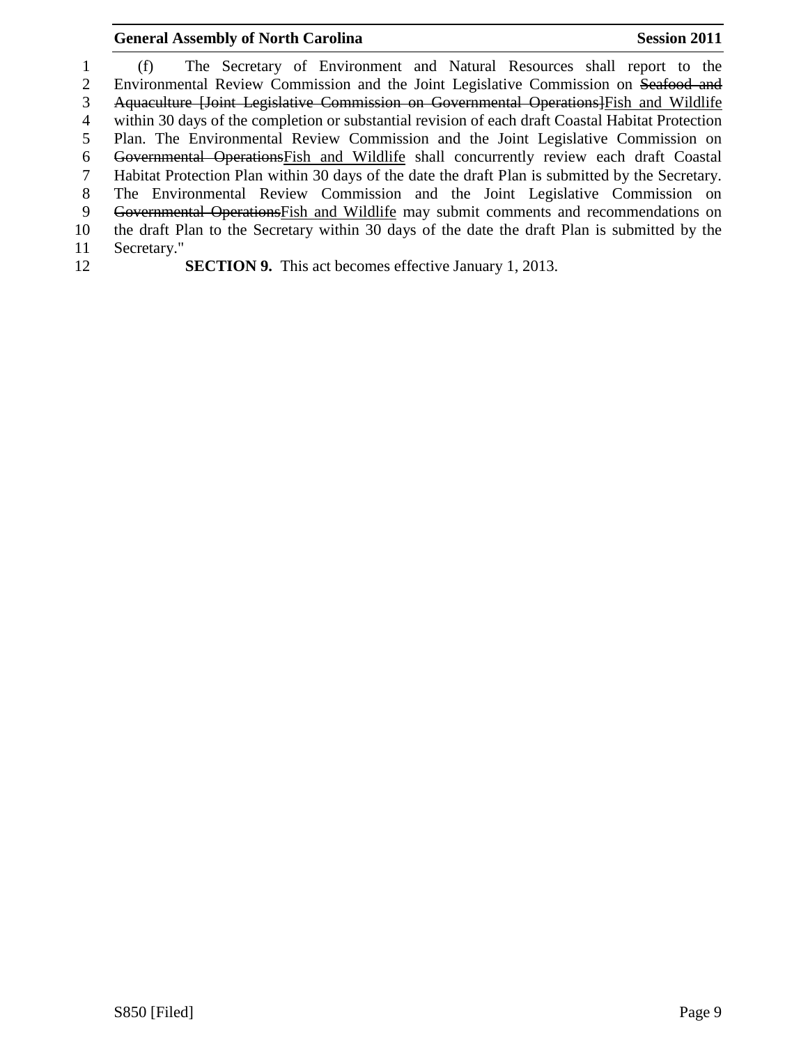(f) The Secretary of Environment and Natural Resources shall report to the Environmental Review Commission and the Joint Legislative Commission on ~~Seafood and Aquaculture [Joint Legislative Commission on Governmental Operations]~~<u>Fish and Wildlife</u> within 30 days of the completion or substantial revision of each draft Coastal Habitat Protection Plan. The Environmental Review Commission and the Joint Legislative Commission on ~~Governmental Operations~~<u>Fish and Wildlife</u> shall concurrently review each draft Coastal Habitat Protection Plan within 30 days of the date the draft Plan is submitted by the Secretary. The Environmental Review Commission and the Joint Legislative Commission on ~~Governmental Operations~~<u>Fish and Wildlife</u> may submit comments and recommendations on the draft Plan to the Secretary within 30 days of the date the draft Plan is submitted by the Secretary."

**SECTION 9.** This act becomes effective January 1, 2013.